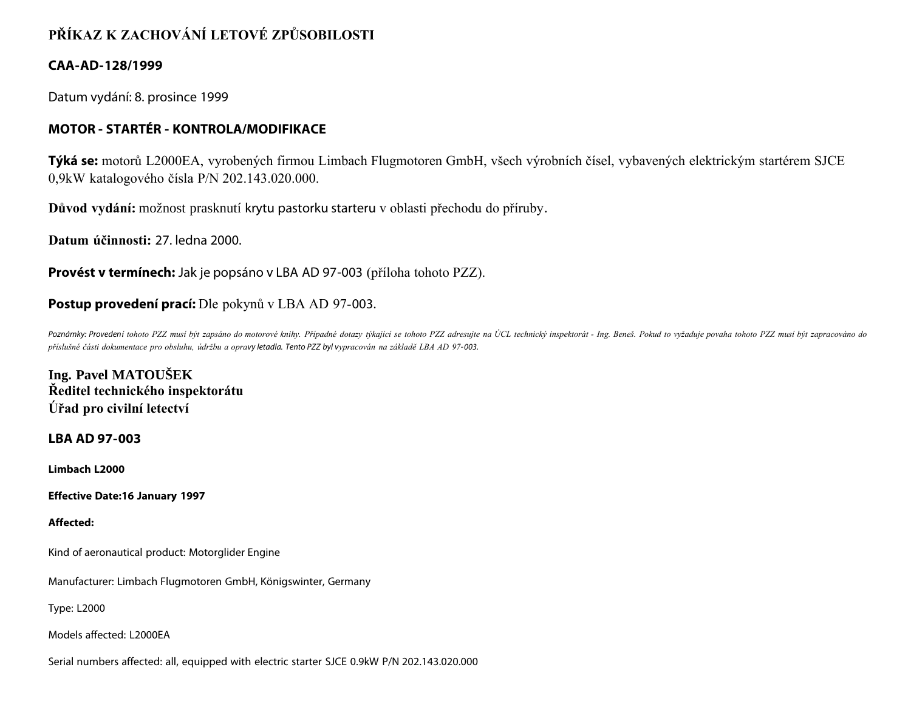# PŘÍKAZ K ZACHOVÁNÍ LETOVÉ ZPŮSOBILOSTI

## CAA-AD-128/1999

Datum vydání: 8. prosince 1999

## MOTOR - STARTÉR - KONTROLA/MODIFIKACE

**Týká se:** motorů L2000EA, vyrobených firmou Limbach Flugmotoren GmbH, všech výrobních čísel, vybavených elektrickým startérem SJCE 0,9kW katalogového čísla P/N 202.143.020.000.

**Důvod vydání:** možnost prasknutí krytu pastorku starteru v oblasti přechodu do příruby.

**Datum účinnosti:** 27. ledna 2000.

**Provést v termínech:** Jak je popsáno v LBA AD 97-003 (příloha tohoto PZZ).

**Postup provedení prací:** Dle pokynů v LBA AD 97-003.

*Poznámky: Provedení tohoto PZZ musí být zapsáno do motorové knihy. Případné dotazy týkající se tohoto PZZ adresujte na ÚCL technický inspektorát - Ing. Beneš. Pokud to vyžaduje povaha tohoto PZZ musí být zapracováno do příslušné části dokumentace pro obsluhu, údržbu a opravy letadla. Tento PZZ byl vypracován na základě LBA AD 97-003.*

**Ing. Pavel MATOUŠEK**
**Ředitel technického inspektorátu**
**Úřad pro civilní letectví**

## LBA AD 97-003

**Limbach L2000**

**Effective Date:16 January 1997**

**Affected:**

Kind of aeronautical product: Motorglider Engine

Manufacturer: Limbach Flugmotoren GmbH, Königswinter, Germany

Type: L2000

Models affected: L2000EA

Serial numbers affected: all, equipped with electric starter SJCE 0.9kW P/N 202.143.020.000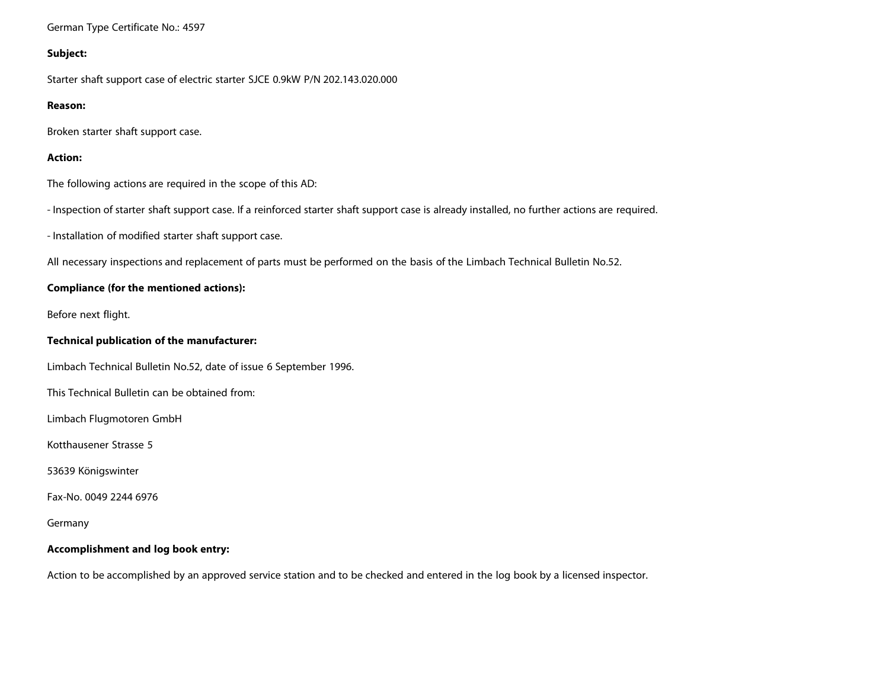German Type Certificate No.: 4597

**Subject:**

Starter shaft support case of electric starter SJCE 0.9kW P/N 202.143.020.000

**Reason:**

Broken starter shaft support case.

**Action:**

The following actions are required in the scope of this AD:

- Inspection of starter shaft support case. If a reinforced starter shaft support case is already installed, no further actions are required.

- Installation of modified starter shaft support case.

All necessary inspections and replacement of parts must be performed on the basis of the Limbach Technical Bulletin No.52.

**Compliance (for the mentioned actions):**

Before next flight.

**Technical publication of the manufacturer:**

Limbach Technical Bulletin No.52, date of issue 6 September 1996.

This Technical Bulletin can be obtained from:

Limbach Flugmotoren GmbH

Kotthausener Strasse 5

53639 Königswinter

Fax-No. 0049 2244 6976

Germany

**Accomplishment and log book entry:**

Action to be accomplished by an approved service station and to be checked and entered in the log book by a licensed inspector.